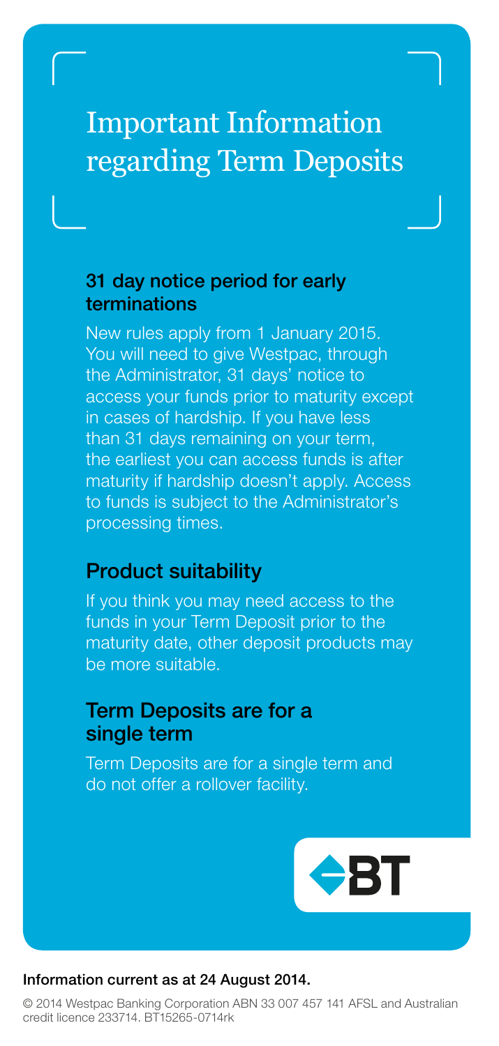# Important Information regarding Term Deposits

## 31 day notice period for early terminations

New rules apply from 1 January 2015. You will need to give Westpac, through the Administrator, 31 days' notice to access your funds prior to maturity except in cases of hardship. If you have less than 31 days remaining on your term, the earliest you can access funds is after maturity if hardship doesn't apply. Access to funds is subject to the Administrator's processing times.

## Product suitability

If you think you may need access to the funds in your Term Deposit prior to the maturity date, other deposit products may be more suitable.

## Term Deposits are for a single term

Term Deposits are for a single term and do not offer a rollover facility.

BT

**Information current as at 24 August 2014.**

© 2014 Westpac Banking Corporation ABN 33 007 457 141 AFSL and Australian credit licence 233714. BT15265-0714rk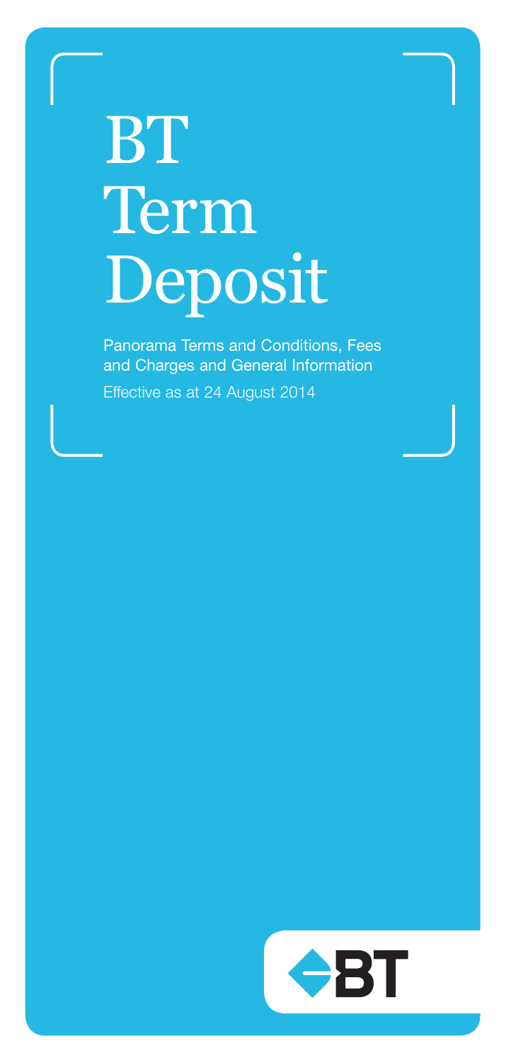# BT Term Deposit

Panorama Terms and Conditions, Fees and Charges and General Information

Effective as at 24 August 2014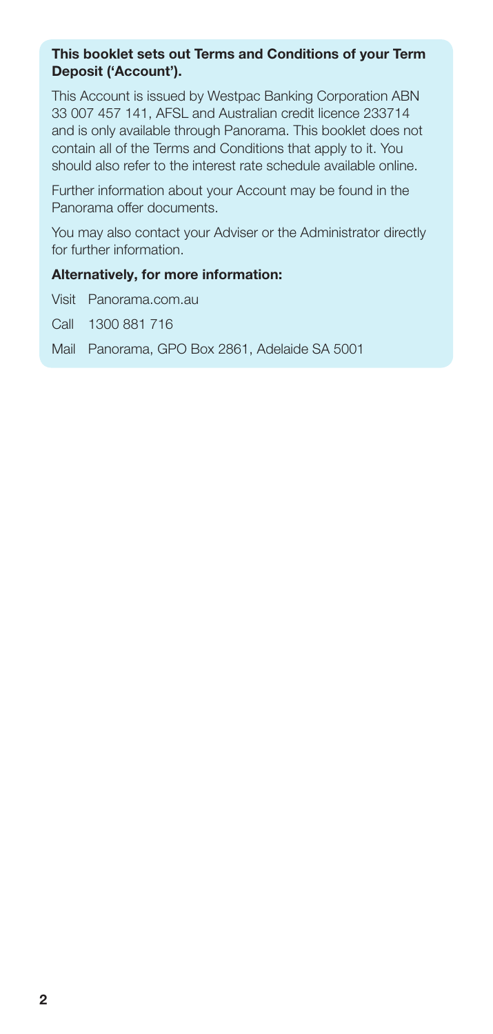**This booklet sets out Terms and Conditions of your Term Deposit ('Account').**

This Account is issued by Westpac Banking Corporation ABN 33 007 457 141, AFSL and Australian credit licence 233714 and is only available through Panorama. This booklet does not contain all of the Terms and Conditions that apply to it. You should also refer to the interest rate schedule available online.

Further information about your Account may be found in the Panorama offer documents.

You may also contact your Adviser or the Administrator directly for further information.

**Alternatively, for more information:**

Visit Panorama.com.au

Call 1300 881 716

Mail Panorama, GPO Box 2861, Adelaide SA 5001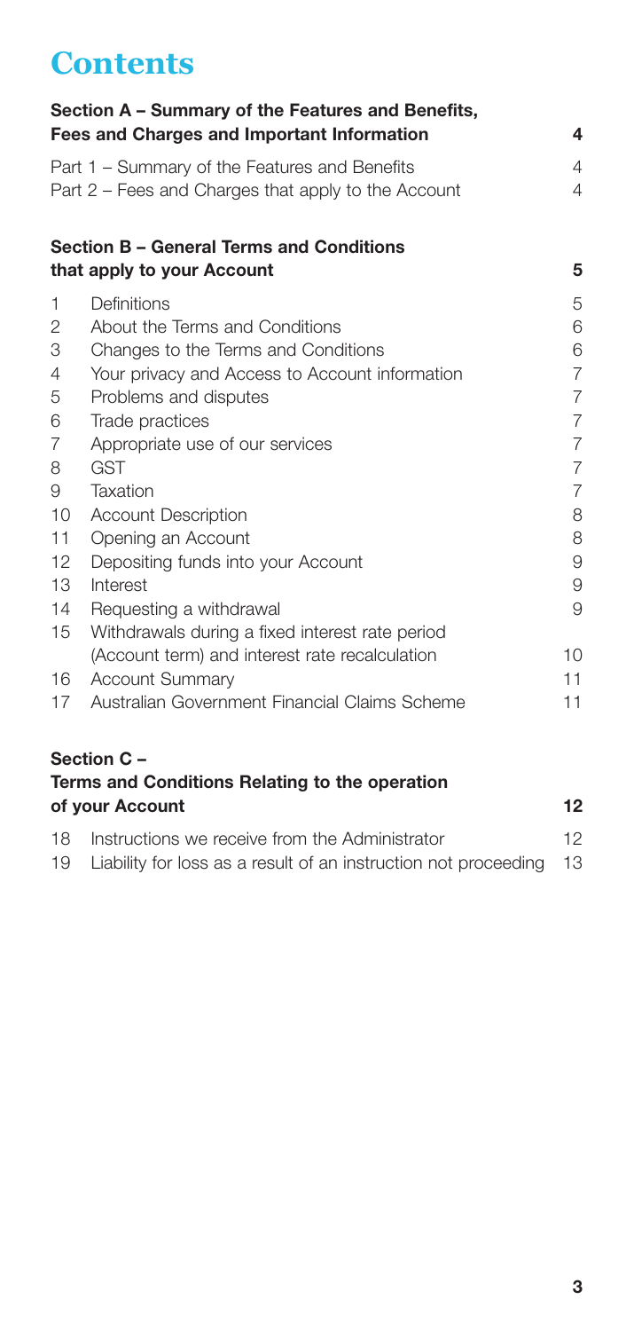# Contents

| | | |
|---|---|---|
| **Section A – Summary of the Features and Benefits, Fees and Charges and Important Information** | | **4** |
| Part 1 – Summary of the Features and Benefits | | 4 |
| Part 2 – Fees and Charges that apply to the Account | | 4 |
| **Section B – General Terms and Conditions that apply to your Account** | | **5** |
| 1 | Definitions | 5 |
| 2 | About the Terms and Conditions | 6 |
| 3 | Changes to the Terms and Conditions | 6 |
| 4 | Your privacy and Access to Account information | 7 |
| 5 | Problems and disputes | 7 |
| 6 | Trade practices | 7 |
| 7 | Appropriate use of our services | 7 |
| 8 | GST | 7 |
| 9 | Taxation | 7 |
| 10 | Account Description | 8 |
| 11 | Opening an Account | 8 |
| 12 | Depositing funds into your Account | 9 |
| 13 | Interest | 9 |
| 14 | Requesting a withdrawal | 9 |
| 15 | Withdrawals during a fixed interest rate period (Account term) and interest rate recalculation | 10 |
| 16 | Account Summary | 11 |
| 17 | Australian Government Financial Claims Scheme | 11 |
| **Section C – Terms and Conditions Relating to the operation of your Account** | | **12** |
| 18 | Instructions we receive from the Administrator | 12 |
| 19 | Liability for loss as a result of an instruction not proceeding | 13 |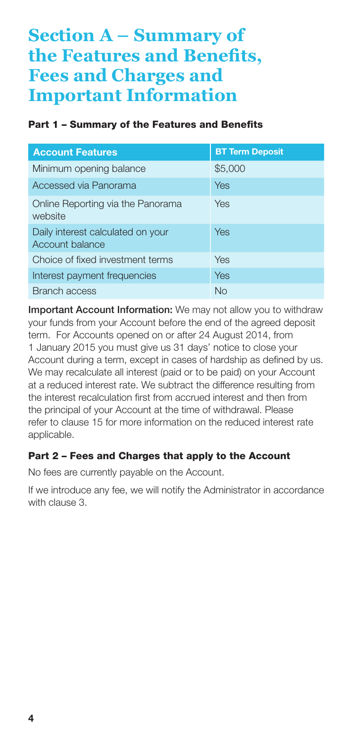# Section A – Summary of the Features and Benefits, Fees and Charges and Important Information

### Part 1 – Summary of the Features and Benefits

| Account Features | BT Term Deposit |
| --- | --- |
| Minimum opening balance | $5,000 |
| Accessed via Panorama | Yes |
| Online Reporting via the Panorama website | Yes |
| Daily interest calculated on your Account balance | Yes |
| Choice of fixed investment terms | Yes |
| Interest payment frequencies | Yes |
| Branch access | No |

**Important Account Information:** We may not allow you to withdraw your funds from your Account before the end of the agreed deposit term. For Accounts opened on or after 24 August 2014, from 1 January 2015 you must give us 31 days' notice to close your Account during a term, except in cases of hardship as defined by us. We may recalculate all interest (paid or to be paid) on your Account at a reduced interest rate. We subtract the difference resulting from the interest recalculation first from accrued interest and then from the principal of your Account at the time of withdrawal. Please refer to clause 15 for more information on the reduced interest rate applicable.

### Part 2 – Fees and Charges that apply to the Account

No fees are currently payable on the Account.

If we introduce any fee, we will notify the Administrator in accordance with clause 3.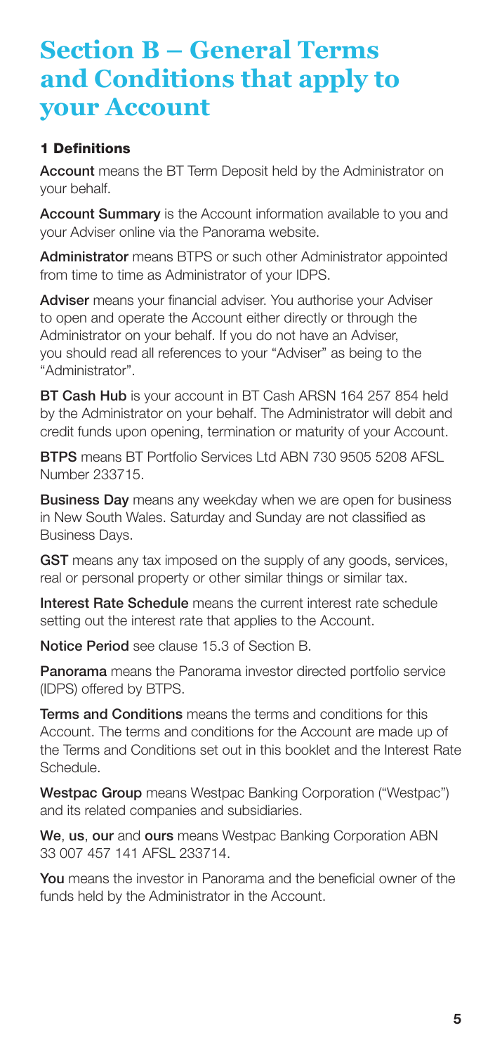# Section B – General Terms and Conditions that apply to your Account

### 1 Definitions

**Account** means the BT Term Deposit held by the Administrator on your behalf.

**Account Summary** is the Account information available to you and your Adviser online via the Panorama website.

**Administrator** means BTPS or such other Administrator appointed from time to time as Administrator of your IDPS.

**Adviser** means your financial adviser. You authorise your Adviser to open and operate the Account either directly or through the Administrator on your behalf. If you do not have an Adviser, you should read all references to your "Adviser" as being to the "Administrator".

**BT Cash Hub** is your account in BT Cash ARSN 164 257 854 held by the Administrator on your behalf. The Administrator will debit and credit funds upon opening, termination or maturity of your Account.

**BTPS** means BT Portfolio Services Ltd ABN 730 9505 5208 AFSL Number 233715.

**Business Day** means any weekday when we are open for business in New South Wales. Saturday and Sunday are not classified as Business Days.

**GST** means any tax imposed on the supply of any goods, services, real or personal property or other similar things or similar tax.

**Interest Rate Schedule** means the current interest rate schedule setting out the interest rate that applies to the Account.

**Notice Period** see clause 15.3 of Section B.

**Panorama** means the Panorama investor directed portfolio service (IDPS) offered by BTPS.

**Terms and Conditions** means the terms and conditions for this Account. The terms and conditions for the Account are made up of the Terms and Conditions set out in this booklet and the Interest Rate Schedule.

**Westpac Group** means Westpac Banking Corporation ("Westpac") and its related companies and subsidiaries.

**We**, **us**, **our** and **ours** means Westpac Banking Corporation ABN 33 007 457 141 AFSL 233714.

**You** means the investor in Panorama and the beneficial owner of the funds held by the Administrator in the Account.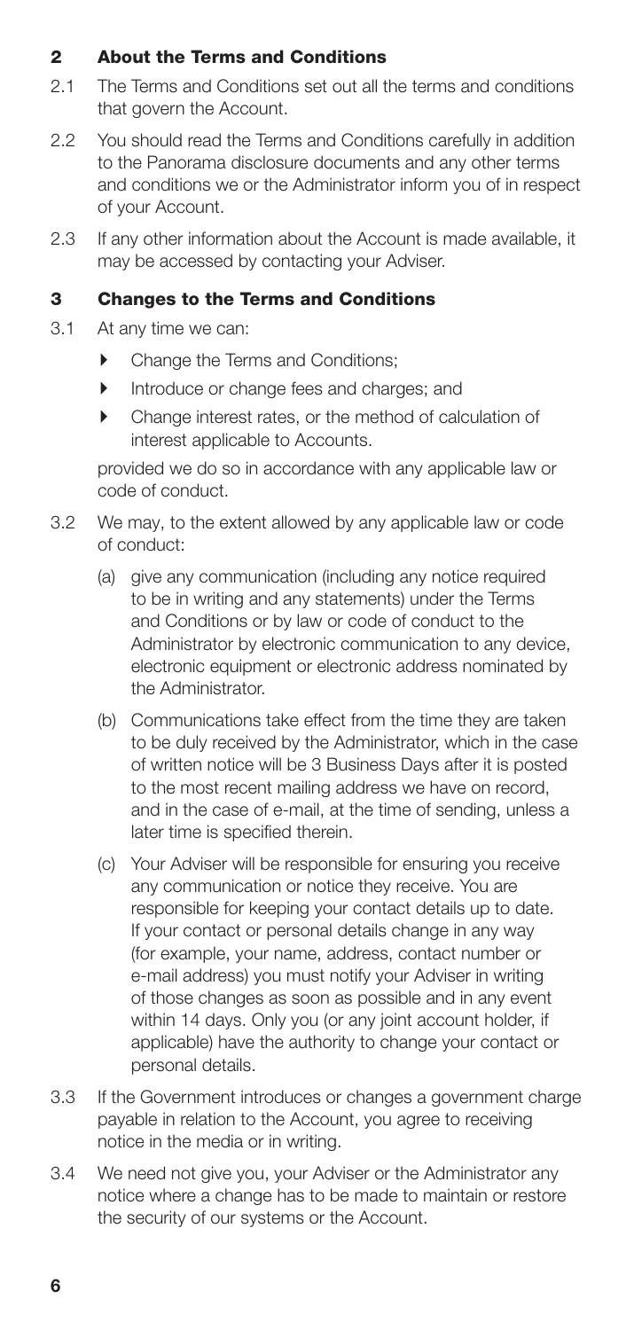## 2 About the Terms and Conditions

2.1 The Terms and Conditions set out all the terms and conditions that govern the Account.

2.2 You should read the Terms and Conditions carefully in addition to the Panorama disclosure documents and any other terms and conditions we or the Administrator inform you of in respect of your Account.

2.3 If any other information about the Account is made available, it may be accessed by contacting your Adviser.

## 3 Changes to the Terms and Conditions

3.1 At any time we can:

- Change the Terms and Conditions;
- Introduce or change fees and charges; and
- Change interest rates, or the method of calculation of interest applicable to Accounts.

provided we do so in accordance with any applicable law or code of conduct.

3.2 We may, to the extent allowed by any applicable law or code of conduct:

(a) give any communication (including any notice required to be in writing and any statements) under the Terms and Conditions or by law or code of conduct to the Administrator by electronic communication to any device, electronic equipment or electronic address nominated by the Administrator.

(b) Communications take effect from the time they are taken to be duly received by the Administrator, which in the case of written notice will be 3 Business Days after it is posted to the most recent mailing address we have on record, and in the case of e-mail, at the time of sending, unless a later time is specified therein.

(c) Your Adviser will be responsible for ensuring you receive any communication or notice they receive. You are responsible for keeping your contact details up to date. If your contact or personal details change in any way (for example, your name, address, contact number or e-mail address) you must notify your Adviser in writing of those changes as soon as possible and in any event within 14 days. Only you (or any joint account holder, if applicable) have the authority to change your contact or personal details.

3.3 If the Government introduces or changes a government charge payable in relation to the Account, you agree to receiving notice in the media or in writing.

3.4 We need not give you, your Adviser or the Administrator any notice where a change has to be made to maintain or restore the security of our systems or the Account.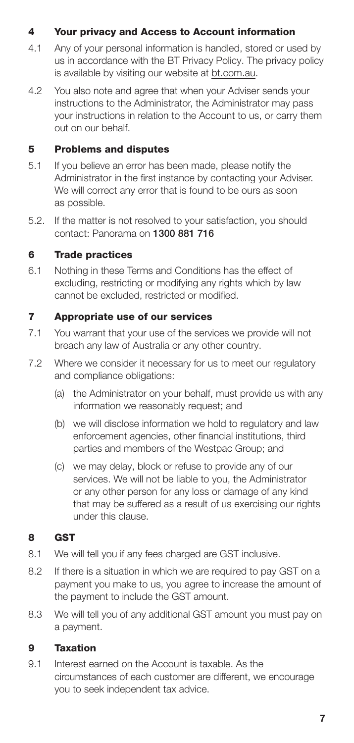## 4 Your privacy and Access to Account information

4.1 Any of your personal information is handled, stored or used by us in accordance with the BT Privacy Policy. The privacy policy is available by visiting our website at bt.com.au.

4.2 You also note and agree that when your Adviser sends your instructions to the Administrator, the Administrator may pass your instructions in relation to the Account to us, or carry them out on our behalf.

## 5 Problems and disputes

5.1 If you believe an error has been made, please notify the Administrator in the first instance by contacting your Adviser. We will correct any error that is found to be ours as soon as possible.

5.2. If the matter is not resolved to your satisfaction, you should contact: Panorama on **1300 881 716**

## 6 Trade practices

6.1 Nothing in these Terms and Conditions has the effect of excluding, restricting or modifying any rights which by law cannot be excluded, restricted or modified.

## 7 Appropriate use of our services

7.1 You warrant that your use of the services we provide will not breach any law of Australia or any other country.

7.2 Where we consider it necessary for us to meet our regulatory and compliance obligations:

(a) the Administrator on your behalf, must provide us with any information we reasonably request; and

(b) we will disclose information we hold to regulatory and law enforcement agencies, other financial institutions, third parties and members of the Westpac Group; and

(c) we may delay, block or refuse to provide any of our services. We will not be liable to you, the Administrator or any other person for any loss or damage of any kind that may be suffered as a result of us exercising our rights under this clause.

## 8 GST

8.1 We will tell you if any fees charged are GST inclusive.

8.2 If there is a situation in which we are required to pay GST on a payment you make to us, you agree to increase the amount of the payment to include the GST amount.

8.3 We will tell you of any additional GST amount you must pay on a payment.

## 9 Taxation

9.1 Interest earned on the Account is taxable. As the circumstances of each customer are different, we encourage you to seek independent tax advice.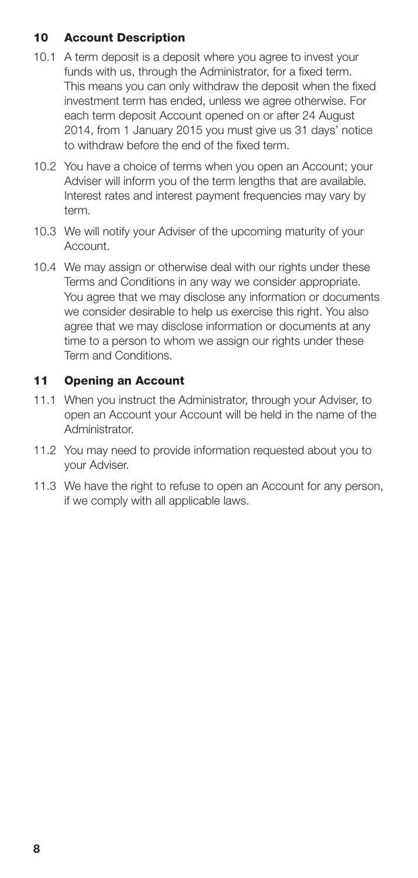## 10 Account Description

10.1 A term deposit is a deposit where you agree to invest your funds with us, through the Administrator, for a fixed term. This means you can only withdraw the deposit when the fixed investment term has ended, unless we agree otherwise. For each term deposit Account opened on or after 24 August 2014, from 1 January 2015 you must give us 31 days' notice to withdraw before the end of the fixed term.

10.2 You have a choice of terms when you open an Account; your Adviser will inform you of the term lengths that are available. Interest rates and interest payment frequencies may vary by term.

10.3 We will notify your Adviser of the upcoming maturity of your Account.

10.4 We may assign or otherwise deal with our rights under these Terms and Conditions in any way we consider appropriate. You agree that we may disclose any information or documents we consider desirable to help us exercise this right. You also agree that we may disclose information or documents at any time to a person to whom we assign our rights under these Term and Conditions.

## 11 Opening an Account

11.1 When you instruct the Administrator, through your Adviser, to open an Account your Account will be held in the name of the Administrator.

11.2 You may need to provide information requested about you to your Adviser.

11.3 We have the right to refuse to open an Account for any person, if we comply with all applicable laws.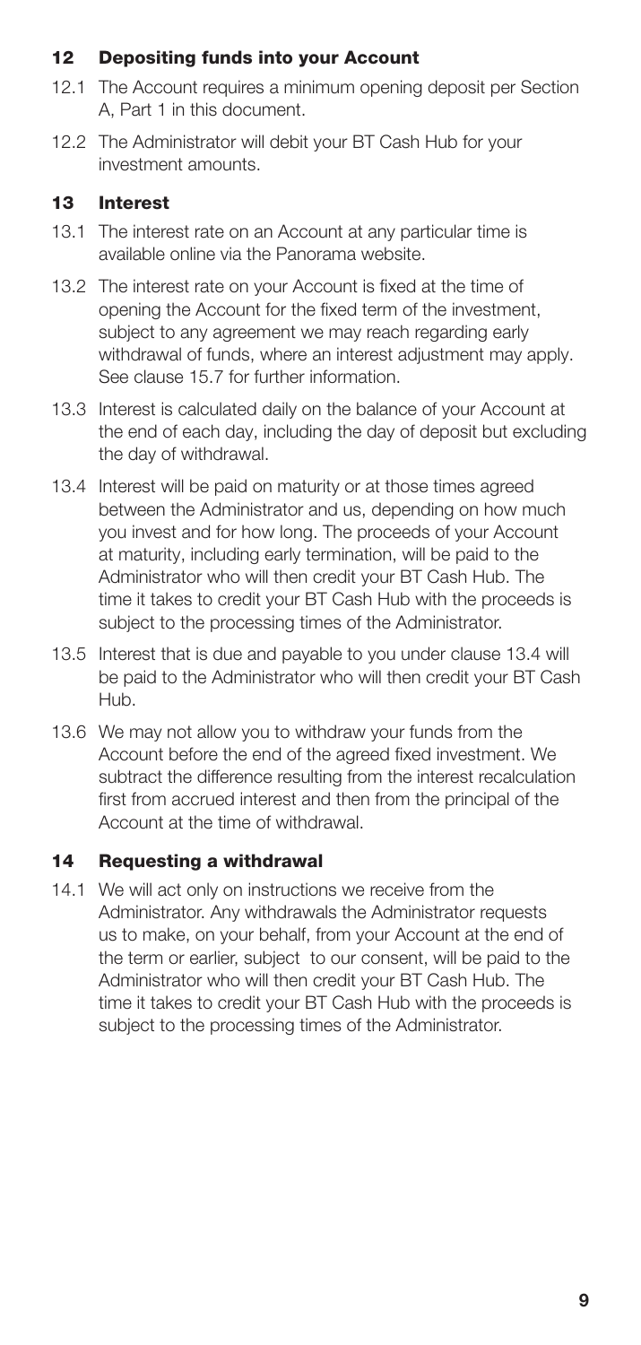## 12 Depositing funds into your Account

12.1 The Account requires a minimum opening deposit per Section A, Part 1 in this document.

12.2 The Administrator will debit your BT Cash Hub for your investment amounts.

## 13 Interest

13.1 The interest rate on an Account at any particular time is available online via the Panorama website.

13.2 The interest rate on your Account is fixed at the time of opening the Account for the fixed term of the investment, subject to any agreement we may reach regarding early withdrawal of funds, where an interest adjustment may apply. See clause 15.7 for further information.

13.3 Interest is calculated daily on the balance of your Account at the end of each day, including the day of deposit but excluding the day of withdrawal.

13.4 Interest will be paid on maturity or at those times agreed between the Administrator and us, depending on how much you invest and for how long. The proceeds of your Account at maturity, including early termination, will be paid to the Administrator who will then credit your BT Cash Hub. The time it takes to credit your BT Cash Hub with the proceeds is subject to the processing times of the Administrator.

13.5 Interest that is due and payable to you under clause 13.4 will be paid to the Administrator who will then credit your BT Cash Hub.

13.6 We may not allow you to withdraw your funds from the Account before the end of the agreed fixed investment. We subtract the difference resulting from the interest recalculation first from accrued interest and then from the principal of the Account at the time of withdrawal.

## 14 Requesting a withdrawal

14.1 We will act only on instructions we receive from the Administrator. Any withdrawals the Administrator requests us to make, on your behalf, from your Account at the end of the term or earlier, subject to our consent, will be paid to the Administrator who will then credit your BT Cash Hub. The time it takes to credit your BT Cash Hub with the proceeds is subject to the processing times of the Administrator.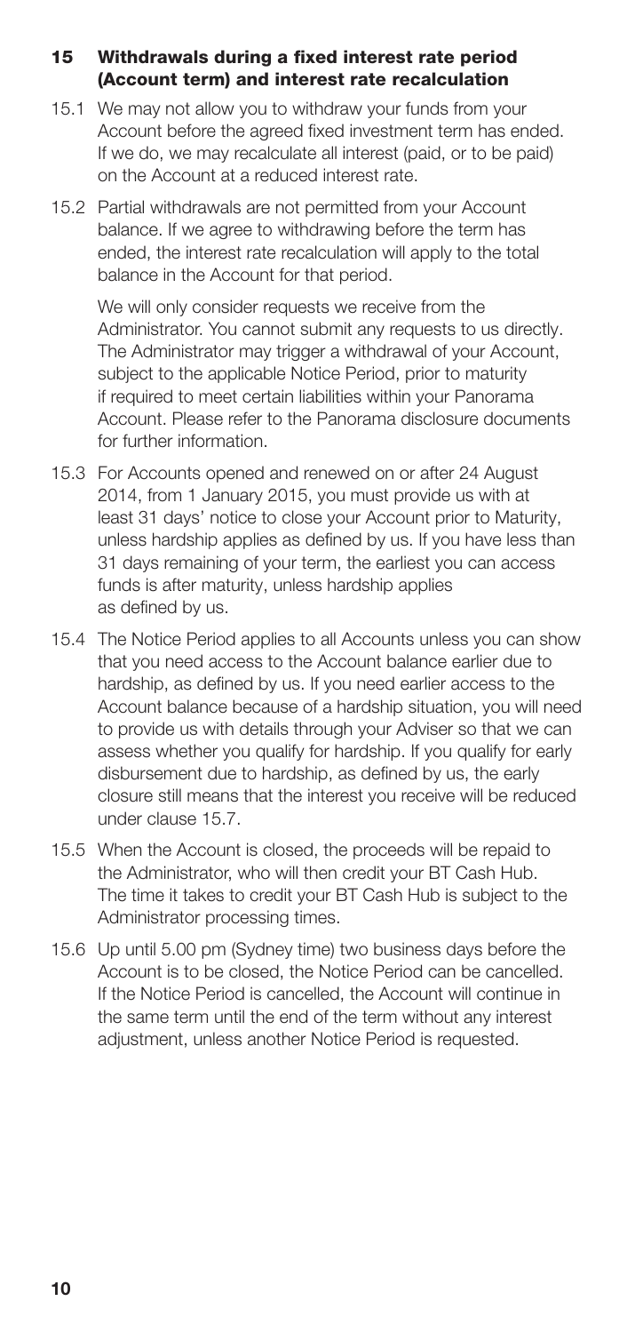## 15 Withdrawals during a fixed interest rate period (Account term) and interest rate recalculation

15.1 We may not allow you to withdraw your funds from your Account before the agreed fixed investment term has ended. If we do, we may recalculate all interest (paid, or to be paid) on the Account at a reduced interest rate.

15.2 Partial withdrawals are not permitted from your Account balance. If we agree to withdrawing before the term has ended, the interest rate recalculation will apply to the total balance in the Account for that period.

We will only consider requests we receive from the Administrator. You cannot submit any requests to us directly. The Administrator may trigger a withdrawal of your Account, subject to the applicable Notice Period, prior to maturity if required to meet certain liabilities within your Panorama Account. Please refer to the Panorama disclosure documents for further information.

15.3 For Accounts opened and renewed on or after 24 August 2014, from 1 January 2015, you must provide us with at least 31 days' notice to close your Account prior to Maturity, unless hardship applies as defined by us. If you have less than 31 days remaining of your term, the earliest you can access funds is after maturity, unless hardship applies as defined by us.

15.4 The Notice Period applies to all Accounts unless you can show that you need access to the Account balance earlier due to hardship, as defined by us. If you need earlier access to the Account balance because of a hardship situation, you will need to provide us with details through your Adviser so that we can assess whether you qualify for hardship. If you qualify for early disbursement due to hardship, as defined by us, the early closure still means that the interest you receive will be reduced under clause 15.7.

15.5 When the Account is closed, the proceeds will be repaid to the Administrator, who will then credit your BT Cash Hub. The time it takes to credit your BT Cash Hub is subject to the Administrator processing times.

15.6 Up until 5.00 pm (Sydney time) two business days before the Account is to be closed, the Notice Period can be cancelled. If the Notice Period is cancelled, the Account will continue in the same term until the end of the term without any interest adjustment, unless another Notice Period is requested.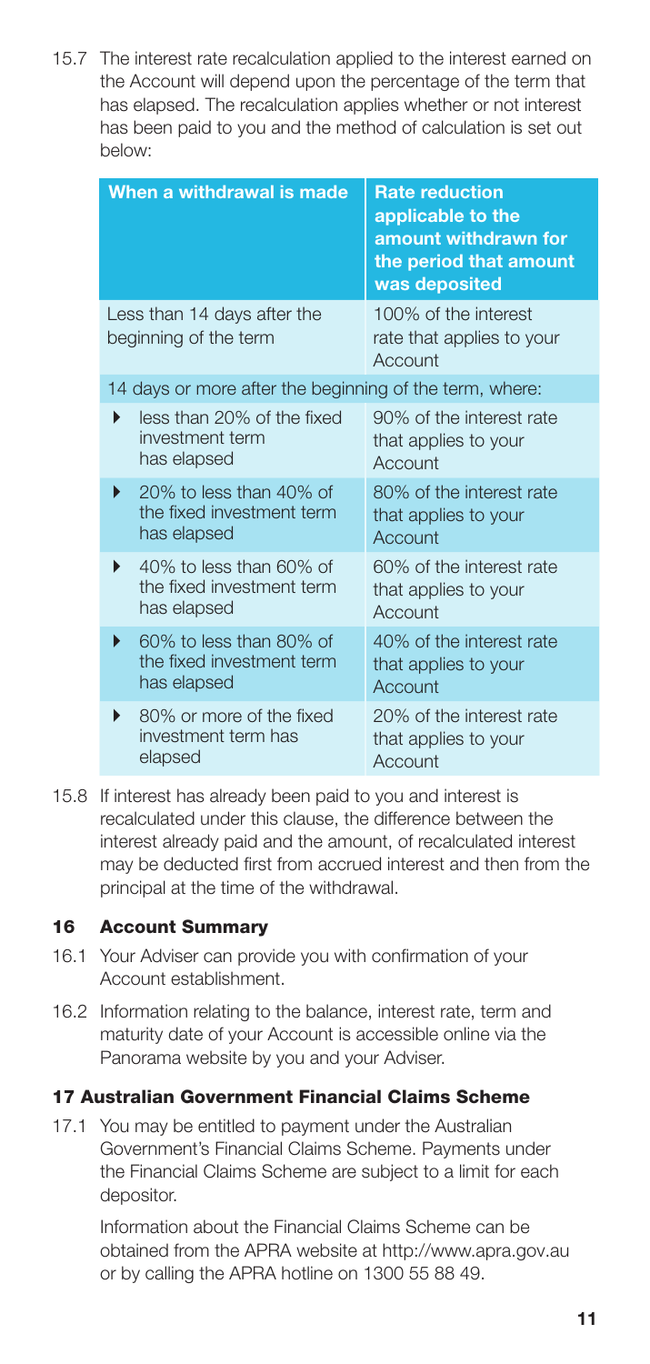15.7 The interest rate recalculation applied to the interest earned on the Account will depend upon the percentage of the term that has elapsed. The recalculation applies whether or not interest has been paid to you and the method of calculation is set out below:

| When a withdrawal is made | Rate reduction applicable to the amount withdrawn for the period that amount was deposited |
|---|---|
| Less than 14 days after the beginning of the term | 100% of the interest rate that applies to your Account |
| 14 days or more after the beginning of the term, where: | |
| ▸ less than 20% of the fixed investment term has elapsed | 90% of the interest rate that applies to your Account |
| ▸ 20% to less than 40% of the fixed investment term has elapsed | 80% of the interest rate that applies to your Account |
| ▸ 40% to less than 60% of the fixed investment term has elapsed | 60% of the interest rate that applies to your Account |
| ▸ 60% to less than 80% of the fixed investment term has elapsed | 40% of the interest rate that applies to your Account |
| ▸ 80% or more of the fixed investment term has elapsed | 20% of the interest rate that applies to your Account |

15.8 If interest has already been paid to you and interest is recalculated under this clause, the difference between the interest already paid and the amount, of recalculated interest may be deducted first from accrued interest and then from the principal at the time of the withdrawal.

## 16 Account Summary

16.1 Your Adviser can provide you with confirmation of your Account establishment.

16.2 Information relating to the balance, interest rate, term and maturity date of your Account is accessible online via the Panorama website by you and your Adviser.

## 17 Australian Government Financial Claims Scheme

17.1 You may be entitled to payment under the Australian Government's Financial Claims Scheme. Payments under the Financial Claims Scheme are subject to a limit for each depositor.

Information about the Financial Claims Scheme can be obtained from the APRA website at http://www.apra.gov.au or by calling the APRA hotline on 1300 55 88 49.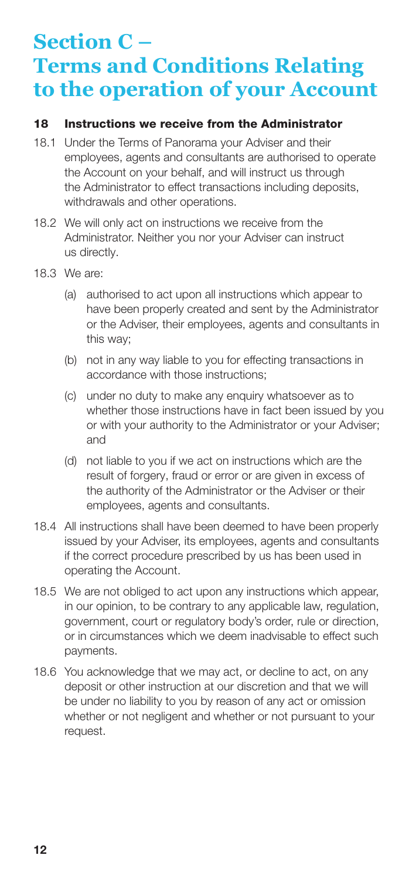# Section C – Terms and Conditions Relating to the operation of your Account

## 18 Instructions we receive from the Administrator

18.1 Under the Terms of Panorama your Adviser and their employees, agents and consultants are authorised to operate the Account on your behalf, and will instruct us through the Administrator to effect transactions including deposits, withdrawals and other operations.

18.2 We will only act on instructions we receive from the Administrator. Neither you nor your Adviser can instruct us directly.

18.3 We are:

(a) authorised to act upon all instructions which appear to have been properly created and sent by the Administrator or the Adviser, their employees, agents and consultants in this way;

(b) not in any way liable to you for effecting transactions in accordance with those instructions;

(c) under no duty to make any enquiry whatsoever as to whether those instructions have in fact been issued by you or with your authority to the Administrator or your Adviser; and

(d) not liable to you if we act on instructions which are the result of forgery, fraud or error or are given in excess of the authority of the Administrator or the Adviser or their employees, agents and consultants.

18.4 All instructions shall have been deemed to have been properly issued by your Adviser, its employees, agents and consultants if the correct procedure prescribed by us has been used in operating the Account.

18.5 We are not obliged to act upon any instructions which appear, in our opinion, to be contrary to any applicable law, regulation, government, court or regulatory body's order, rule or direction, or in circumstances which we deem inadvisable to effect such payments.

18.6 You acknowledge that we may act, or decline to act, on any deposit or other instruction at our discretion and that we will be under no liability to you by reason of any act or omission whether or not negligent and whether or not pursuant to your request.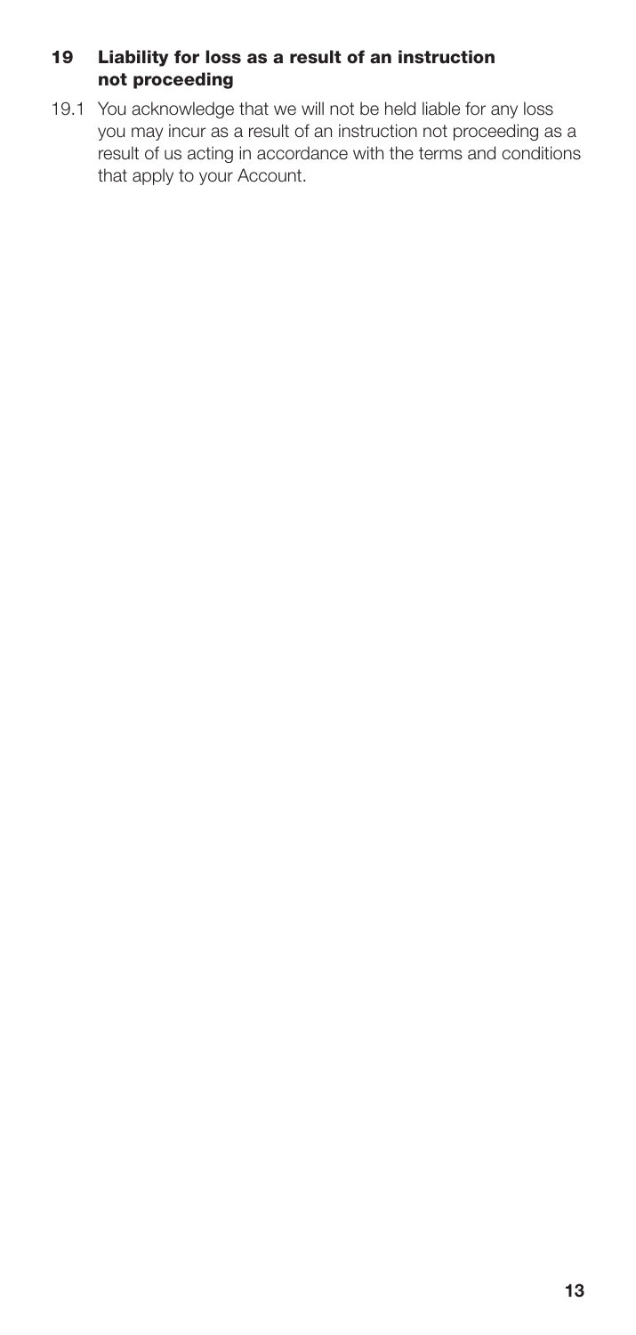## 19 Liability for loss as a result of an instruction not proceeding

19.1 You acknowledge that we will not be held liable for any loss you may incur as a result of an instruction not proceeding as a result of us acting in accordance with the terms and conditions that apply to your Account.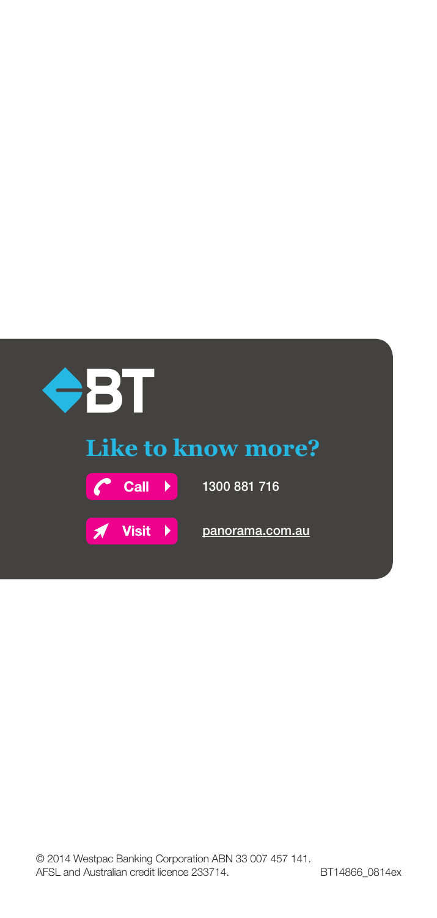BT

## Like to know more?

Call 1300 881 716

Visit [panorama.com.au](panorama.com.au)

© 2014 Westpac Banking Corporation ABN 33 007 457 141.
AFSL and Australian credit licence 233714. BT14866_0814ex